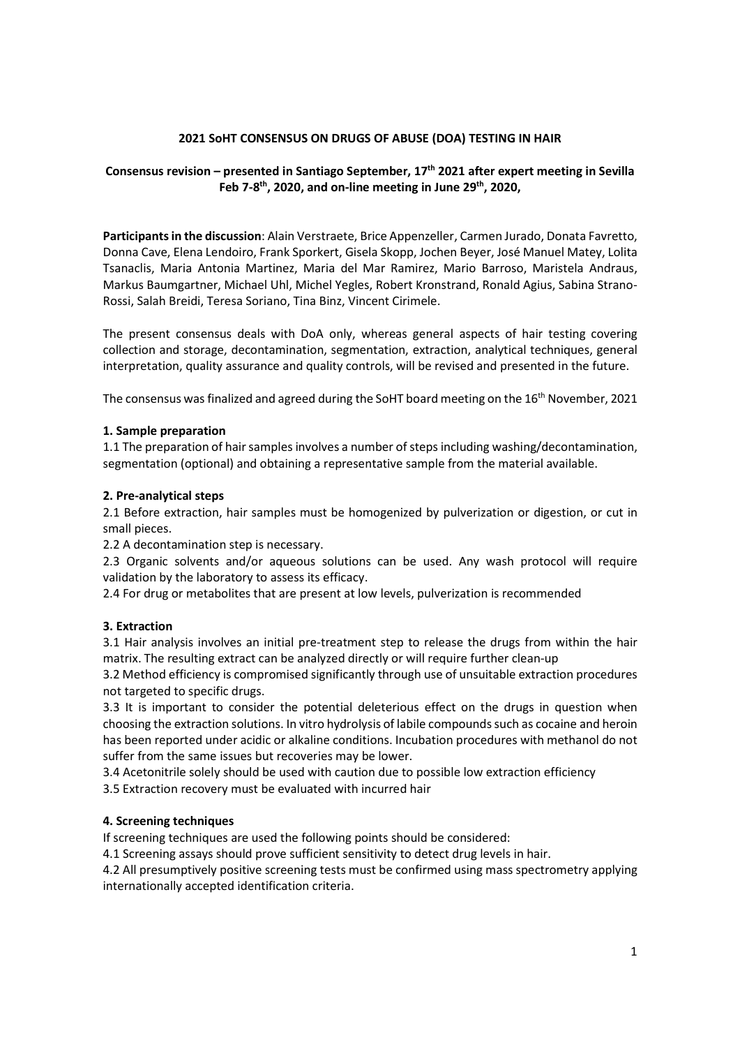# 2021 SoHT CONSENSUS ON DRUGS OF ABUSE (DOA) TESTING IN HAIR

**Consensus revision – presented in Santiago September, 17th 2021 after expert meeting in Sevilla Feb 7-8th, 2020, and on-line meeting in June 29th, 2020,**

**Participants in the discussion**: Alain Verstraete, Brice Appenzeller, Carmen Jurado, Donata Favretto, Donna Cave, Elena Lendoiro, Frank Sporkert, Gisela Skopp, Jochen Beyer, José Manuel Matey, Lolita Tsanaclis, Maria Antonia Martinez, Maria del Mar Ramirez, Mario Barroso, Maristela Andraus, Markus Baumgartner, Michael Uhl, Michel Yegles, Robert Kronstrand, Ronald Agius, Sabina Strano-Rossi, Salah Breidi, Teresa Soriano, Tina Binz, Vincent Cirimele.

The present consensus deals with DoA only, whereas general aspects of hair testing covering collection and storage, decontamination, segmentation, extraction, analytical techniques, general interpretation, quality assurance and quality controls, will be revised and presented in the future.

The consensus was finalized and agreed during the SoHT board meeting on the 16th November, 2021

### 1. Sample preparation

1.1 The preparation of hair samples involves a number of steps including washing/decontamination, segmentation (optional) and obtaining a representative sample from the material available.

### 2. Pre-analytical steps

2.1 Before extraction, hair samples must be homogenized by pulverization or digestion, or cut in small pieces.

2.2 A decontamination step is necessary.

2.3 Organic solvents and/or aqueous solutions can be used. Any wash protocol will require validation by the laboratory to assess its efficacy.

2.4 For drug or metabolites that are present at low levels, pulverization is recommended

### 3. Extraction

3.1 Hair analysis involves an initial pre-treatment step to release the drugs from within the hair matrix. The resulting extract can be analyzed directly or will require further clean-up

3.2 Method efficiency is compromised significantly through use of unsuitable extraction procedures not targeted to specific drugs.

3.3 It is important to consider the potential deleterious effect on the drugs in question when choosing the extraction solutions. In vitro hydrolysis of labile compounds such as cocaine and heroin has been reported under acidic or alkaline conditions. Incubation procedures with methanol do not suffer from the same issues but recoveries may be lower.

3.4 Acetonitrile solely should be used with caution due to possible low extraction efficiency

3.5 Extraction recovery must be evaluated with incurred hair

### 4. Screening techniques

If screening techniques are used the following points should be considered:

4.1 Screening assays should prove sufficient sensitivity to detect drug levels in hair.

4.2 All presumptively positive screening tests must be confirmed using mass spectrometry applying internationally accepted identification criteria.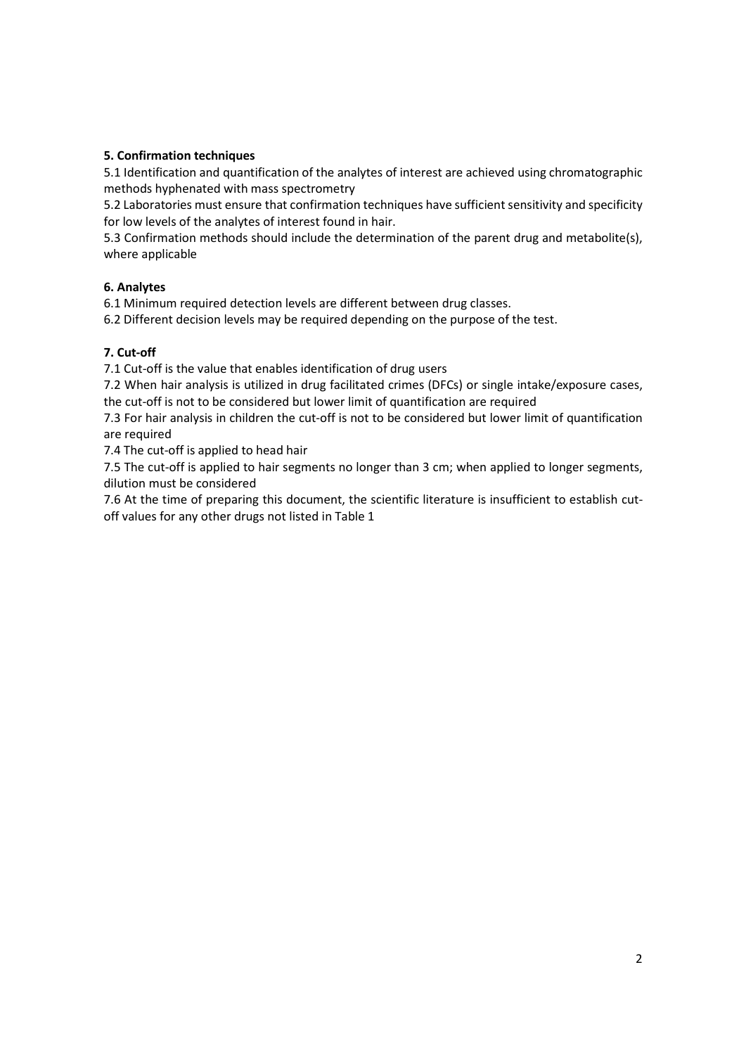**5. Confirmation techniques**

5.1 Identification and quantification of the analytes of interest are achieved using chromatographic methods hyphenated with mass spectrometry

5.2 Laboratories must ensure that confirmation techniques have sufficient sensitivity and specificity for low levels of the analytes of interest found in hair.

5.3 Confirmation methods should include the determination of the parent drug and metabolite(s), where applicable

**6. Analytes**

6.1 Minimum required detection levels are different between drug classes.

6.2 Different decision levels may be required depending on the purpose of the test.

**7. Cut-off**

7.1 Cut-off is the value that enables identification of drug users

7.2 When hair analysis is utilized in drug facilitated crimes (DFCs) or single intake/exposure cases, the cut-off is not to be considered but lower limit of quantification are required

7.3 For hair analysis in children the cut-off is not to be considered but lower limit of quantification are required

7.4 The cut-off is applied to head hair

7.5 The cut-off is applied to hair segments no longer than 3 cm; when applied to longer segments, dilution must be considered

7.6 At the time of preparing this document, the scientific literature is insufficient to establish cut-off values for any other drugs not listed in Table 1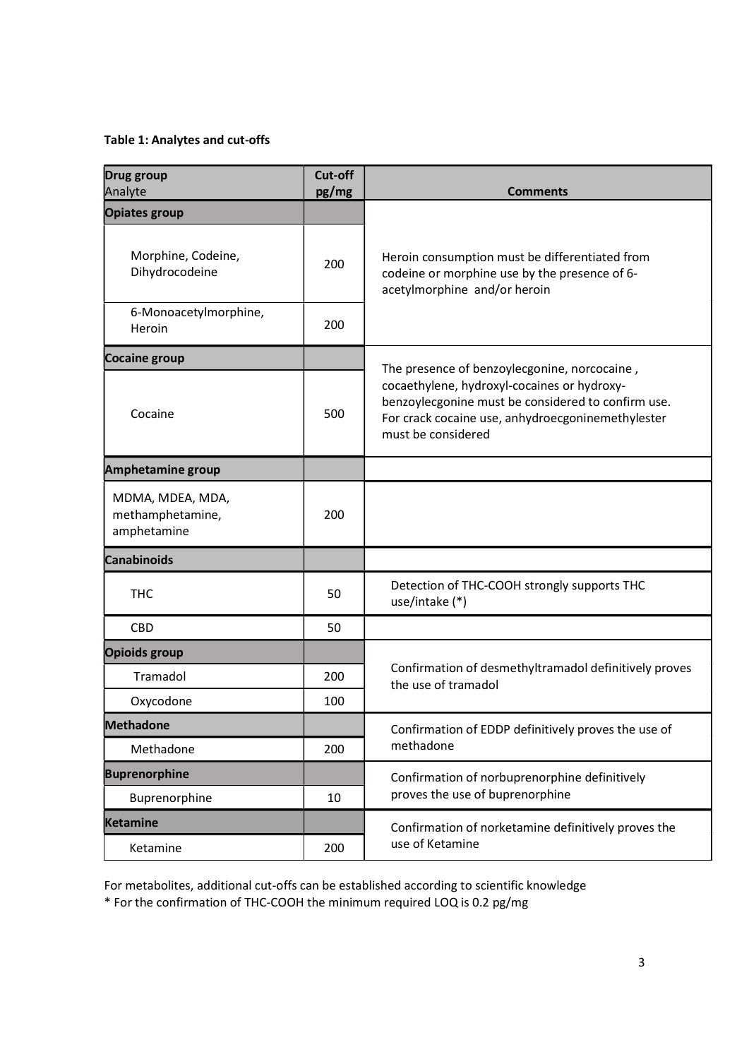**Table 1: Analytes and cut-offs**

| **Drug group** Analyte | **Cut-off pg/mg** | **Comments** |
|---|---|---|
| **Opiates group** | | Heroin consumption must be differentiated from codeine or morphine use by the presence of 6-acetylmorphine and/or heroin |
| Morphine, Codeine, Dihydrocodeine | 200 | |
| 6-Monoacetylmorphine, Heroin | 200 | |
| **Cocaine group** | | The presence of benzoylecgonine, norcocaine , cocaethylene, hydroxyl-cocaines or hydroxy-benzoylecgonine must be considered to confirm use. For crack cocaine use, anhydroecgoninemethylester must be considered |
| Cocaine | 500 | |
| **Amphetamine group** | | |
| MDMA, MDEA, MDA, methamphetamine, amphetamine | 200 | |
| **Canabinoids** | | |
| THC | 50 | Detection of THC-COOH strongly supports THC use/intake (*) |
| CBD | 50 | |
| **Opioids group** | | Confirmation of desmethyltramadol definitively proves the use of tramadol |
| Tramadol | 200 | |
| Oxycodone | 100 | |
| **Methadone** | | Confirmation of EDDP definitively proves the use of methadone |
| Methadone | 200 | |
| **Buprenorphine** | | Confirmation of norbuprenorphine definitively proves the use of buprenorphine |
| Buprenorphine | 10 | |
| **Ketamine** | | Confirmation of norketamine definitively proves the use of Ketamine |
| Ketamine | 200 | |

For metabolites, additional cut-offs can be established according to scientific knowledge
* For the confirmation of THC-COOH the minimum required LOQ is 0.2 pg/mg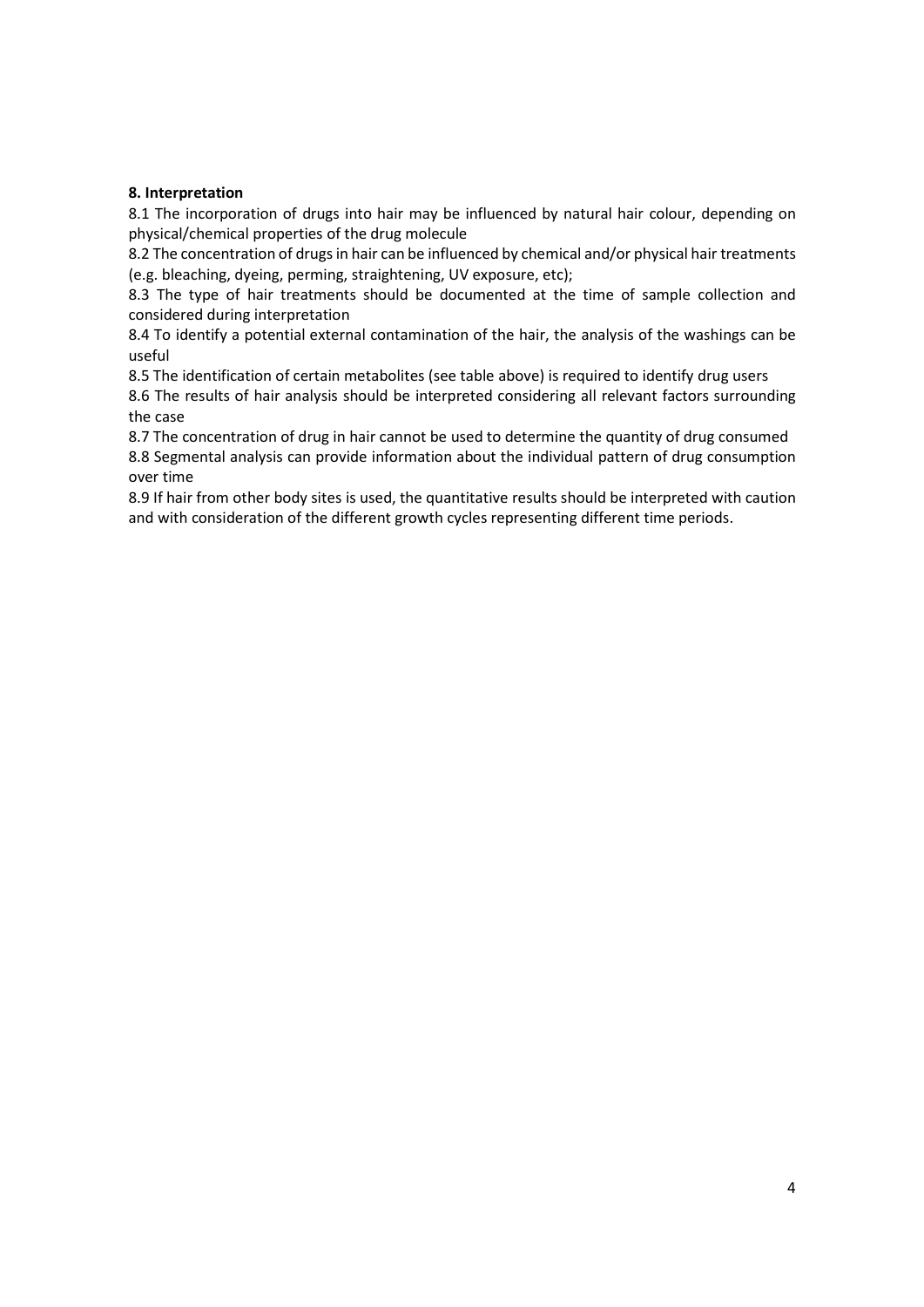**8. Interpretation**

8.1 The incorporation of drugs into hair may be influenced by natural hair colour, depending on physical/chemical properties of the drug molecule

8.2 The concentration of drugs in hair can be influenced by chemical and/or physical hair treatments (e.g. bleaching, dyeing, perming, straightening, UV exposure, etc);

8.3 The type of hair treatments should be documented at the time of sample collection and considered during interpretation

8.4 To identify a potential external contamination of the hair, the analysis of the washings can be useful

8.5 The identification of certain metabolites (see table above) is required to identify drug users

8.6 The results of hair analysis should be interpreted considering all relevant factors surrounding the case

8.7 The concentration of drug in hair cannot be used to determine the quantity of drug consumed

8.8 Segmental analysis can provide information about the individual pattern of drug consumption over time

8.9 If hair from other body sites is used, the quantitative results should be interpreted with caution and with consideration of the different growth cycles representing different time periods.